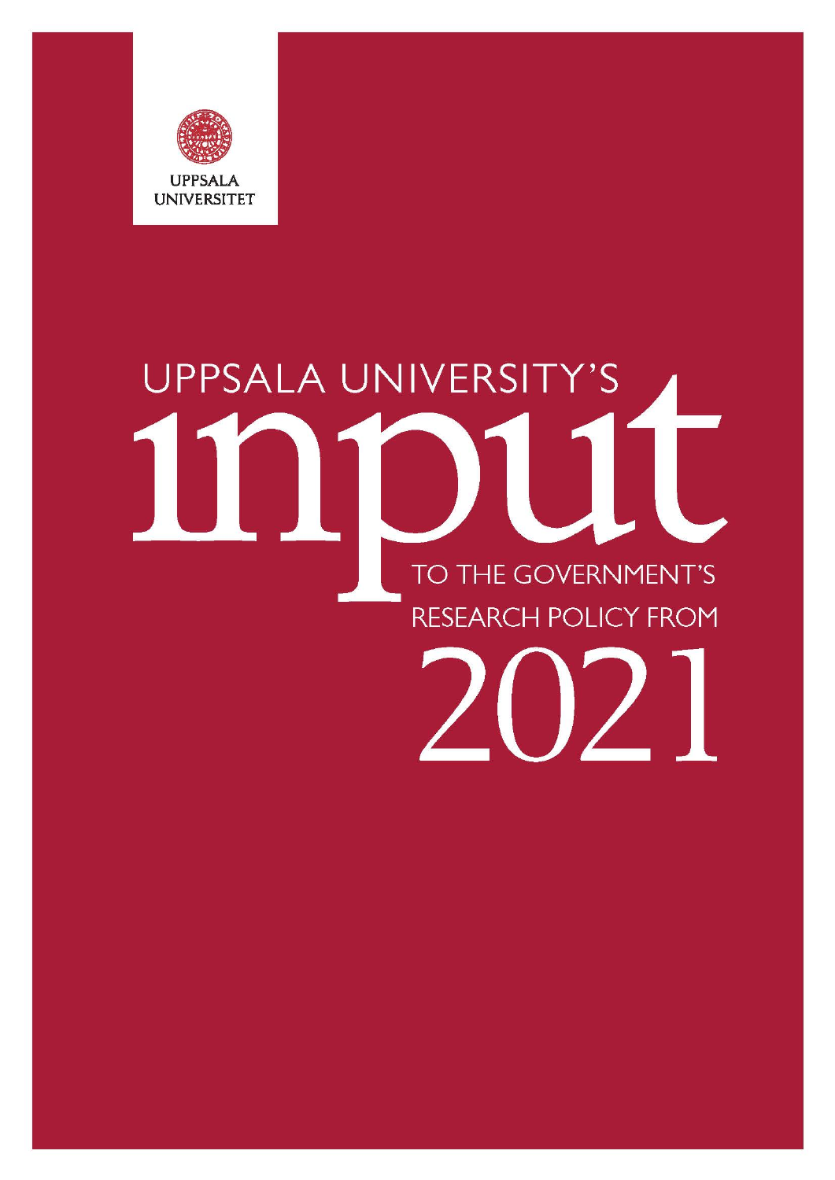UPPSALA UNIVERSITET

# UPPSALA UNIVERSITY'S input TO THE GOVERNMENT'S RESEARCH POLICY FROM 2021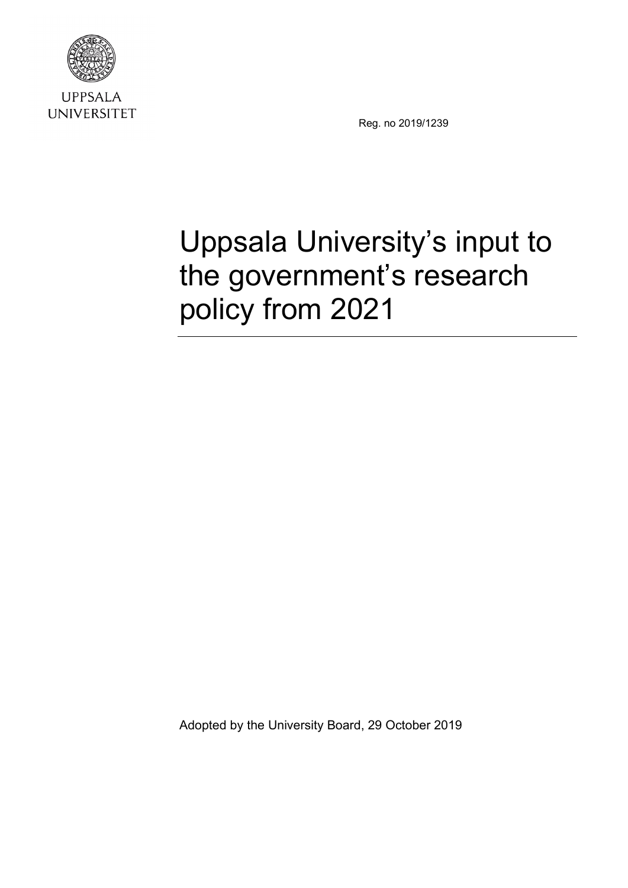UPPSALA UNIVERSITET

Reg. no 2019/1239

# Uppsala University's input to the government's research policy from 2021

Adopted by the University Board, 29 October 2019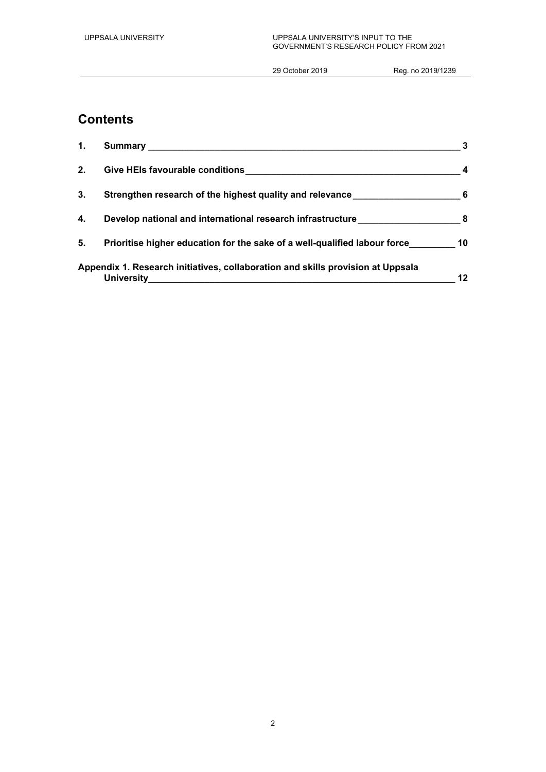# Contents

| | | |
|---|---|---|
| 1. | Summary | 3 |
| 2. | Give HEIs favourable conditions | 4 |
| 3. | Strengthen research of the highest quality and relevance | 6 |
| 4. | Develop national and international research infrastructure | 8 |
| 5. | Prioritise higher education for the sake of a well-qualified labour force | 10 |
| | Appendix 1. Research initiatives, collaboration and skills provision at Uppsala University | 12 |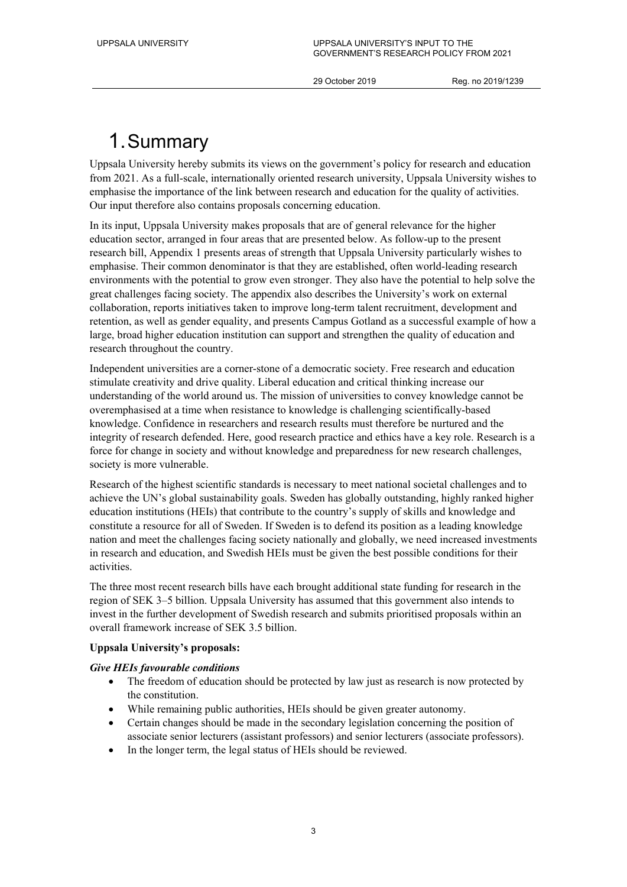# 1. Summary

Uppsala University hereby submits its views on the government's policy for research and education from 2021. As a full-scale, internationally oriented research university, Uppsala University wishes to emphasise the importance of the link between research and education for the quality of activities. Our input therefore also contains proposals concerning education.

In its input, Uppsala University makes proposals that are of general relevance for the higher education sector, arranged in four areas that are presented below. As follow-up to the present research bill, Appendix 1 presents areas of strength that Uppsala University particularly wishes to emphasise. Their common denominator is that they are established, often world-leading research environments with the potential to grow even stronger. They also have the potential to help solve the great challenges facing society. The appendix also describes the University's work on external collaboration, reports initiatives taken to improve long-term talent recruitment, development and retention, as well as gender equality, and presents Campus Gotland as a successful example of how a large, broad higher education institution can support and strengthen the quality of education and research throughout the country.

Independent universities are a corner-stone of a democratic society. Free research and education stimulate creativity and drive quality. Liberal education and critical thinking increase our understanding of the world around us. The mission of universities to convey knowledge cannot be overemphasised at a time when resistance to knowledge is challenging scientifically-based knowledge. Confidence in researchers and research results must therefore be nurtured and the integrity of research defended. Here, good research practice and ethics have a key role. Research is a force for change in society and without knowledge and preparedness for new research challenges, society is more vulnerable.

Research of the highest scientific standards is necessary to meet national societal challenges and to achieve the UN's global sustainability goals. Sweden has globally outstanding, highly ranked higher education institutions (HEIs) that contribute to the country's supply of skills and knowledge and constitute a resource for all of Sweden. If Sweden is to defend its position as a leading knowledge nation and meet the challenges facing society nationally and globally, we need increased investments in research and education, and Swedish HEIs must be given the best possible conditions for their activities.

The three most recent research bills have each brought additional state funding for research in the region of SEK 3–5 billion. Uppsala University has assumed that this government also intends to invest in the further development of Swedish research and submits prioritised proposals within an overall framework increase of SEK 3.5 billion.

**Uppsala University's proposals:**

***Give HEIs favourable conditions***

- The freedom of education should be protected by law just as research is now protected by the constitution.
- While remaining public authorities, HEIs should be given greater autonomy.
- Certain changes should be made in the secondary legislation concerning the position of associate senior lecturers (assistant professors) and senior lecturers (associate professors).
- In the longer term, the legal status of HEIs should be reviewed.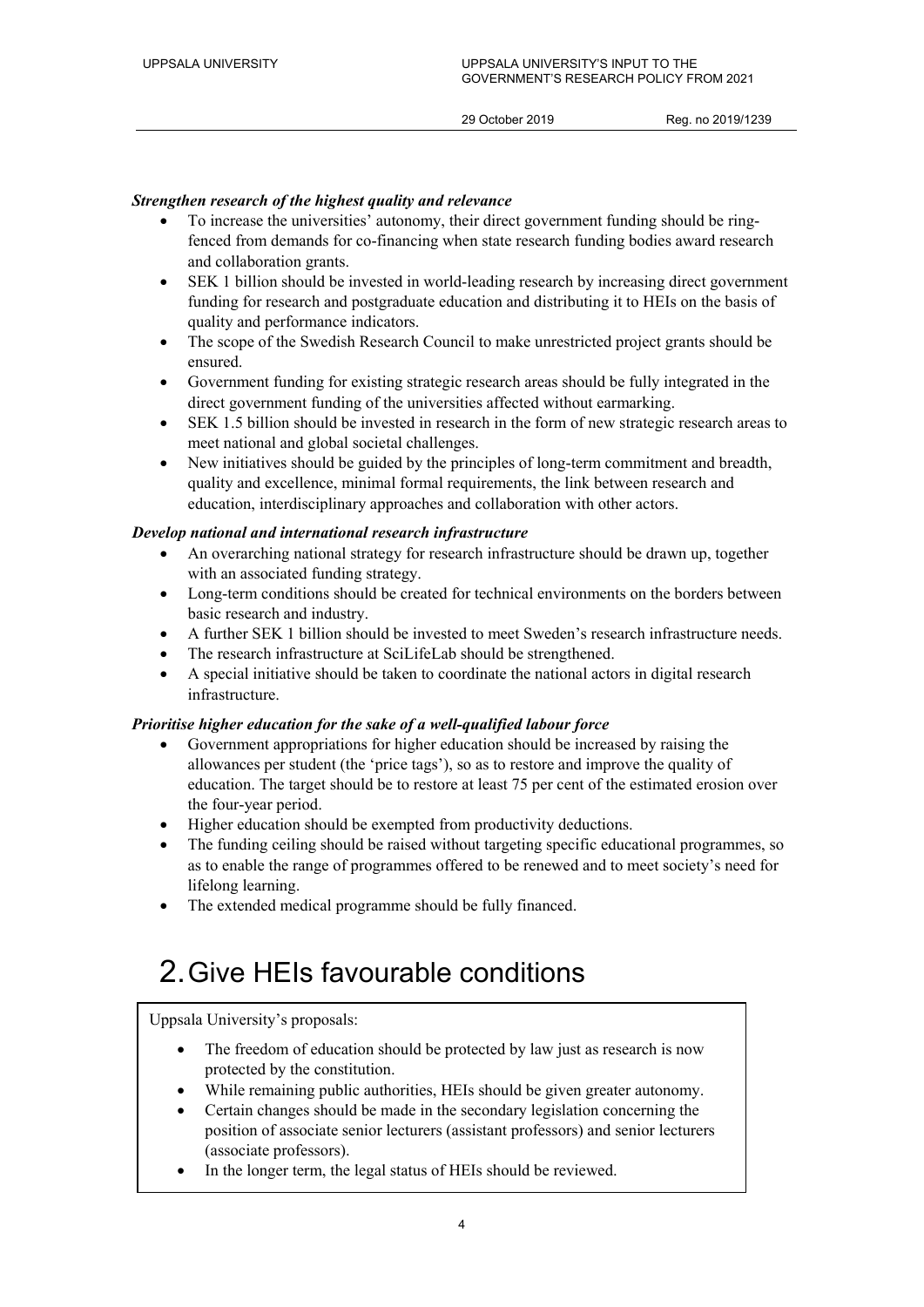***Strengthen research of the highest quality and relevance***

- To increase the universities' autonomy, their direct government funding should be ring-fenced from demands for co-financing when state research funding bodies award research and collaboration grants.
- SEK 1 billion should be invested in world-leading research by increasing direct government funding for research and postgraduate education and distributing it to HEIs on the basis of quality and performance indicators.
- The scope of the Swedish Research Council to make unrestricted project grants should be ensured.
- Government funding for existing strategic research areas should be fully integrated in the direct government funding of the universities affected without earmarking.
- SEK 1.5 billion should be invested in research in the form of new strategic research areas to meet national and global societal challenges.
- New initiatives should be guided by the principles of long-term commitment and breadth, quality and excellence, minimal formal requirements, the link between research and education, interdisciplinary approaches and collaboration with other actors.

***Develop national and international research infrastructure***

- An overarching national strategy for research infrastructure should be drawn up, together with an associated funding strategy.
- Long-term conditions should be created for technical environments on the borders between basic research and industry.
- A further SEK 1 billion should be invested to meet Sweden's research infrastructure needs.
- The research infrastructure at SciLifeLab should be strengthened.
- A special initiative should be taken to coordinate the national actors in digital research infrastructure.

***Prioritise higher education for the sake of a well-qualified labour force***

- Government appropriations for higher education should be increased by raising the allowances per student (the 'price tags'), so as to restore and improve the quality of education. The target should be to restore at least 75 per cent of the estimated erosion over the four-year period.
- Higher education should be exempted from productivity deductions.
- The funding ceiling should be raised without targeting specific educational programmes, so as to enable the range of programmes offered to be renewed and to meet society's need for lifelong learning.
- The extended medical programme should be fully financed.

# 2. Give HEIs favourable conditions

Uppsala University's proposals:

- The freedom of education should be protected by law just as research is now protected by the constitution.
- While remaining public authorities, HEIs should be given greater autonomy.
- Certain changes should be made in the secondary legislation concerning the position of associate senior lecturers (assistant professors) and senior lecturers (associate professors).
- In the longer term, the legal status of HEIs should be reviewed.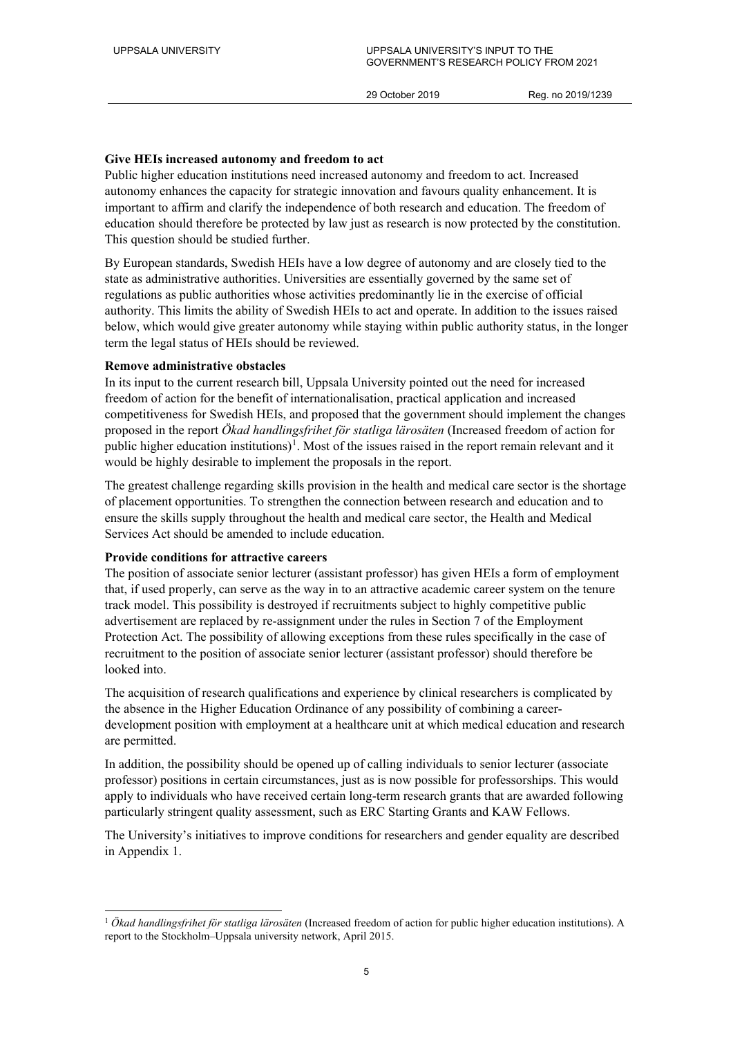**Give HEIs increased autonomy and freedom to act**

Public higher education institutions need increased autonomy and freedom to act. Increased autonomy enhances the capacity for strategic innovation and favours quality enhancement. It is important to affirm and clarify the independence of both research and education. The freedom of education should therefore be protected by law just as research is now protected by the constitution. This question should be studied further.

By European standards, Swedish HEIs have a low degree of autonomy and are closely tied to the state as administrative authorities. Universities are essentially governed by the same set of regulations as public authorities whose activities predominantly lie in the exercise of official authority. This limits the ability of Swedish HEIs to act and operate. In addition to the issues raised below, which would give greater autonomy while staying within public authority status, in the longer term the legal status of HEIs should be reviewed.

**Remove administrative obstacles**

In its input to the current research bill, Uppsala University pointed out the need for increased freedom of action for the benefit of internationalisation, practical application and increased competitiveness for Swedish HEIs, and proposed that the government should implement the changes proposed in the report *Ökad handlingsfrihet för statliga lärosäten* (Increased freedom of action for public higher education institutions)[1]. Most of the issues raised in the report remain relevant and it would be highly desirable to implement the proposals in the report.

The greatest challenge regarding skills provision in the health and medical care sector is the shortage of placement opportunities. To strengthen the connection between research and education and to ensure the skills supply throughout the health and medical care sector, the Health and Medical Services Act should be amended to include education.

**Provide conditions for attractive careers**

The position of associate senior lecturer (assistant professor) has given HEIs a form of employment that, if used properly, can serve as the way in to an attractive academic career system on the tenure track model. This possibility is destroyed if recruitments subject to highly competitive public advertisement are replaced by re-assignment under the rules in Section 7 of the Employment Protection Act. The possibility of allowing exceptions from these rules specifically in the case of recruitment to the position of associate senior lecturer (assistant professor) should therefore be looked into.

The acquisition of research qualifications and experience by clinical researchers is complicated by the absence in the Higher Education Ordinance of any possibility of combining a career-development position with employment at a healthcare unit at which medical education and research are permitted.

In addition, the possibility should be opened up of calling individuals to senior lecturer (associate professor) positions in certain circumstances, just as is now possible for professorships. This would apply to individuals who have received certain long-term research grants that are awarded following particularly stringent quality assessment, such as ERC Starting Grants and KAW Fellows.

The University's initiatives to improve conditions for researchers and gender equality are described in Appendix 1.

---

[1] *Ökad handlingsfrihet för statliga lärosäten* (Increased freedom of action for public higher education institutions). A report to the Stockholm–Uppsala university network, April 2015.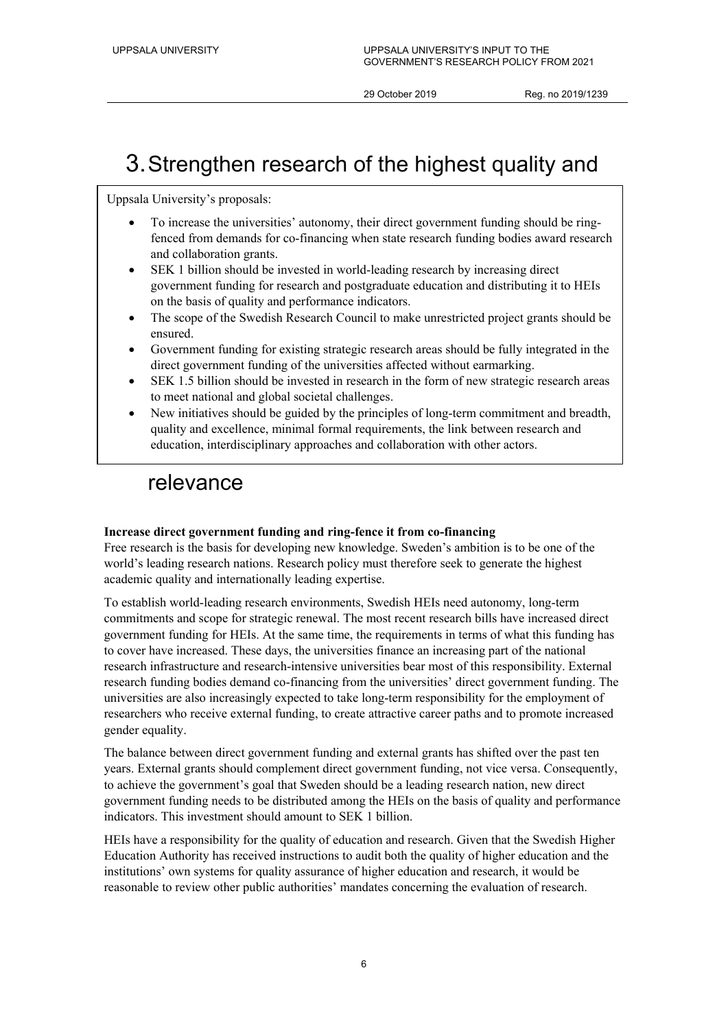# 3. Strengthen research of the highest quality and relevance

Uppsala University's proposals:

- To increase the universities' autonomy, their direct government funding should be ring-fenced from demands for co-financing when state research funding bodies award research and collaboration grants.
- SEK 1 billion should be invested in world-leading research by increasing direct government funding for research and postgraduate education and distributing it to HEIs on the basis of quality and performance indicators.
- The scope of the Swedish Research Council to make unrestricted project grants should be ensured.
- Government funding for existing strategic research areas should be fully integrated in the direct government funding of the universities affected without earmarking.
- SEK 1.5 billion should be invested in research in the form of new strategic research areas to meet national and global societal challenges.
- New initiatives should be guided by the principles of long-term commitment and breadth, quality and excellence, minimal formal requirements, the link between research and education, interdisciplinary approaches and collaboration with other actors.

**Increase direct government funding and ring-fence it from co-financing**

Free research is the basis for developing new knowledge. Sweden's ambition is to be one of the world's leading research nations. Research policy must therefore seek to generate the highest academic quality and internationally leading expertise.

To establish world-leading research environments, Swedish HEIs need autonomy, long-term commitments and scope for strategic renewal. The most recent research bills have increased direct government funding for HEIs. At the same time, the requirements in terms of what this funding has to cover have increased. These days, the universities finance an increasing part of the national research infrastructure and research-intensive universities bear most of this responsibility. External research funding bodies demand co-financing from the universities' direct government funding. The universities are also increasingly expected to take long-term responsibility for the employment of researchers who receive external funding, to create attractive career paths and to promote increased gender equality.

The balance between direct government funding and external grants has shifted over the past ten years. External grants should complement direct government funding, not vice versa. Consequently, to achieve the government's goal that Sweden should be a leading research nation, new direct government funding needs to be distributed among the HEIs on the basis of quality and performance indicators. This investment should amount to SEK 1 billion.

HEIs have a responsibility for the quality of education and research. Given that the Swedish Higher Education Authority has received instructions to audit both the quality of higher education and the institutions' own systems for quality assurance of higher education and research, it would be reasonable to review other public authorities' mandates concerning the evaluation of research.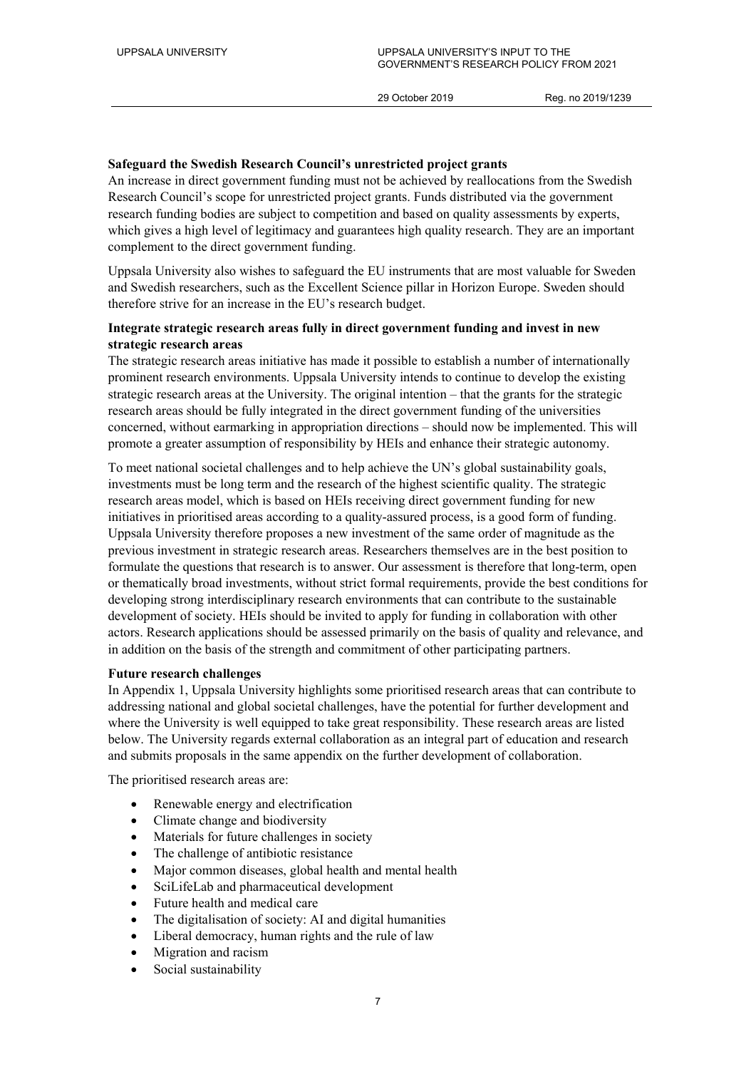**Safeguard the Swedish Research Council's unrestricted project grants**

An increase in direct government funding must not be achieved by reallocations from the Swedish Research Council's scope for unrestricted project grants. Funds distributed via the government research funding bodies are subject to competition and based on quality assessments by experts, which gives a high level of legitimacy and guarantees high quality research. They are an important complement to the direct government funding.

Uppsala University also wishes to safeguard the EU instruments that are most valuable for Sweden and Swedish researchers, such as the Excellent Science pillar in Horizon Europe. Sweden should therefore strive for an increase in the EU's research budget.

**Integrate strategic research areas fully in direct government funding and invest in new strategic research areas**

The strategic research areas initiative has made it possible to establish a number of internationally prominent research environments. Uppsala University intends to continue to develop the existing strategic research areas at the University. The original intention – that the grants for the strategic research areas should be fully integrated in the direct government funding of the universities concerned, without earmarking in appropriation directions – should now be implemented. This will promote a greater assumption of responsibility by HEIs and enhance their strategic autonomy.

To meet national societal challenges and to help achieve the UN's global sustainability goals, investments must be long term and the research of the highest scientific quality. The strategic research areas model, which is based on HEIs receiving direct government funding for new initiatives in prioritised areas according to a quality-assured process, is a good form of funding. Uppsala University therefore proposes a new investment of the same order of magnitude as the previous investment in strategic research areas. Researchers themselves are in the best position to formulate the questions that research is to answer. Our assessment is therefore that long-term, open or thematically broad investments, without strict formal requirements, provide the best conditions for developing strong interdisciplinary research environments that can contribute to the sustainable development of society. HEIs should be invited to apply for funding in collaboration with other actors. Research applications should be assessed primarily on the basis of quality and relevance, and in addition on the basis of the strength and commitment of other participating partners.

**Future research challenges**

In Appendix 1, Uppsala University highlights some prioritised research areas that can contribute to addressing national and global societal challenges, have the potential for further development and where the University is well equipped to take great responsibility. These research areas are listed below. The University regards external collaboration as an integral part of education and research and submits proposals in the same appendix on the further development of collaboration.

The prioritised research areas are:

- Renewable energy and electrification
- Climate change and biodiversity
- Materials for future challenges in society
- The challenge of antibiotic resistance
- Major common diseases, global health and mental health
- SciLifeLab and pharmaceutical development
- Future health and medical care
- The digitalisation of society: AI and digital humanities
- Liberal democracy, human rights and the rule of law
- Migration and racism
- Social sustainability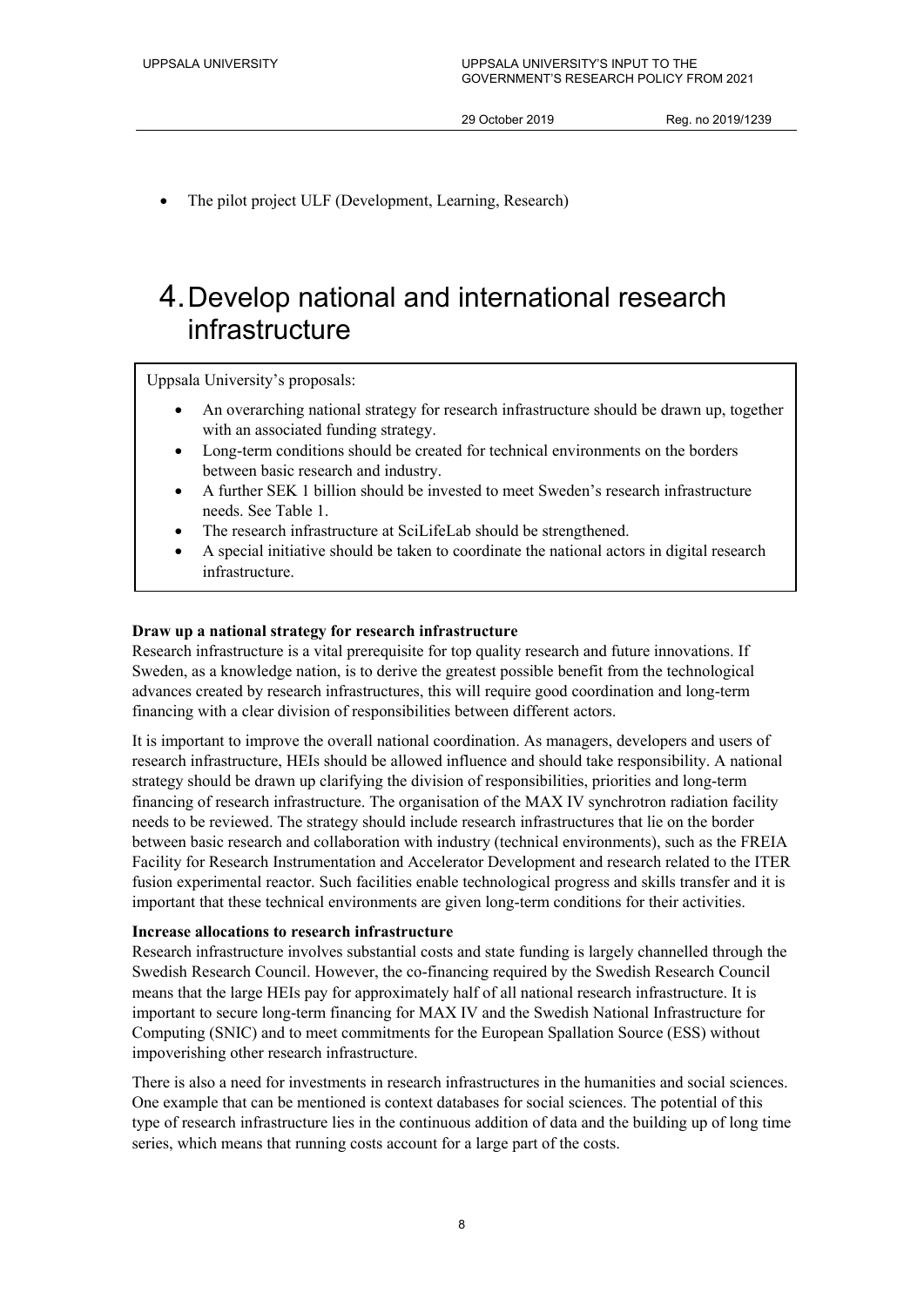- The pilot project ULF (Development, Learning, Research)

# 4. Develop national and international research infrastructure

Uppsala University's proposals:

- An overarching national strategy for research infrastructure should be drawn up, together with an associated funding strategy.
- Long-term conditions should be created for technical environments on the borders between basic research and industry.
- A further SEK 1 billion should be invested to meet Sweden's research infrastructure needs. See Table 1.
- The research infrastructure at SciLifeLab should be strengthened.
- A special initiative should be taken to coordinate the national actors in digital research infrastructure.

**Draw up a national strategy for research infrastructure**

Research infrastructure is a vital prerequisite for top quality research and future innovations. If Sweden, as a knowledge nation, is to derive the greatest possible benefit from the technological advances created by research infrastructures, this will require good coordination and long-term financing with a clear division of responsibilities between different actors.

It is important to improve the overall national coordination. As managers, developers and users of research infrastructure, HEIs should be allowed influence and should take responsibility. A national strategy should be drawn up clarifying the division of responsibilities, priorities and long-term financing of research infrastructure. The organisation of the MAX IV synchrotron radiation facility needs to be reviewed. The strategy should include research infrastructures that lie on the border between basic research and collaboration with industry (technical environments), such as the FREIA Facility for Research Instrumentation and Accelerator Development and research related to the ITER fusion experimental reactor. Such facilities enable technological progress and skills transfer and it is important that these technical environments are given long-term conditions for their activities.

**Increase allocations to research infrastructure**

Research infrastructure involves substantial costs and state funding is largely channelled through the Swedish Research Council. However, the co-financing required by the Swedish Research Council means that the large HEIs pay for approximately half of all national research infrastructure. It is important to secure long-term financing for MAX IV and the Swedish National Infrastructure for Computing (SNIC) and to meet commitments for the European Spallation Source (ESS) without impoverishing other research infrastructure.

There is also a need for investments in research infrastructures in the humanities and social sciences. One example that can be mentioned is context databases for social sciences. The potential of this type of research infrastructure lies in the continuous addition of data and the building up of long time series, which means that running costs account for a large part of the costs.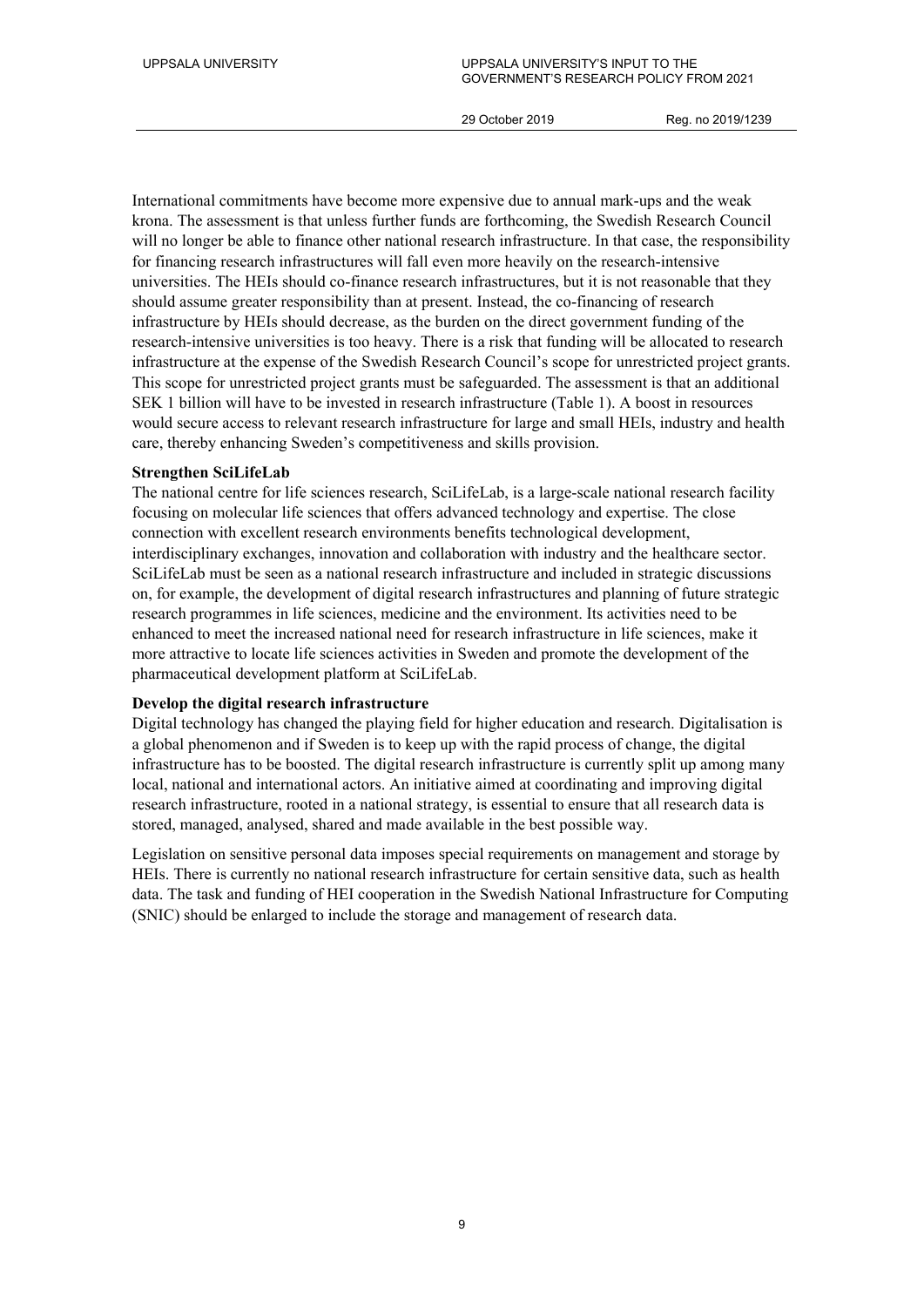International commitments have become more expensive due to annual mark-ups and the weak krona. The assessment is that unless further funds are forthcoming, the Swedish Research Council will no longer be able to finance other national research infrastructure. In that case, the responsibility for financing research infrastructures will fall even more heavily on the research-intensive universities. The HEIs should co-finance research infrastructures, but it is not reasonable that they should assume greater responsibility than at present. Instead, the co-financing of research infrastructure by HEIs should decrease, as the burden on the direct government funding of the research-intensive universities is too heavy. There is a risk that funding will be allocated to research infrastructure at the expense of the Swedish Research Council's scope for unrestricted project grants. This scope for unrestricted project grants must be safeguarded. The assessment is that an additional SEK 1 billion will have to be invested in research infrastructure (Table 1). A boost in resources would secure access to relevant research infrastructure for large and small HEIs, industry and health care, thereby enhancing Sweden's competitiveness and skills provision.

**Strengthen SciLifeLab**

The national centre for life sciences research, SciLifeLab, is a large-scale national research facility focusing on molecular life sciences that offers advanced technology and expertise. The close connection with excellent research environments benefits technological development, interdisciplinary exchanges, innovation and collaboration with industry and the healthcare sector. SciLifeLab must be seen as a national research infrastructure and included in strategic discussions on, for example, the development of digital research infrastructures and planning of future strategic research programmes in life sciences, medicine and the environment. Its activities need to be enhanced to meet the increased national need for research infrastructure in life sciences, make it more attractive to locate life sciences activities in Sweden and promote the development of the pharmaceutical development platform at SciLifeLab.

**Develop the digital research infrastructure**

Digital technology has changed the playing field for higher education and research. Digitalisation is a global phenomenon and if Sweden is to keep up with the rapid process of change, the digital infrastructure has to be boosted. The digital research infrastructure is currently split up among many local, national and international actors. An initiative aimed at coordinating and improving digital research infrastructure, rooted in a national strategy, is essential to ensure that all research data is stored, managed, analysed, shared and made available in the best possible way.

Legislation on sensitive personal data imposes special requirements on management and storage by HEIs. There is currently no national research infrastructure for certain sensitive data, such as health data. The task and funding of HEI cooperation in the Swedish National Infrastructure for Computing (SNIC) should be enlarged to include the storage and management of research data.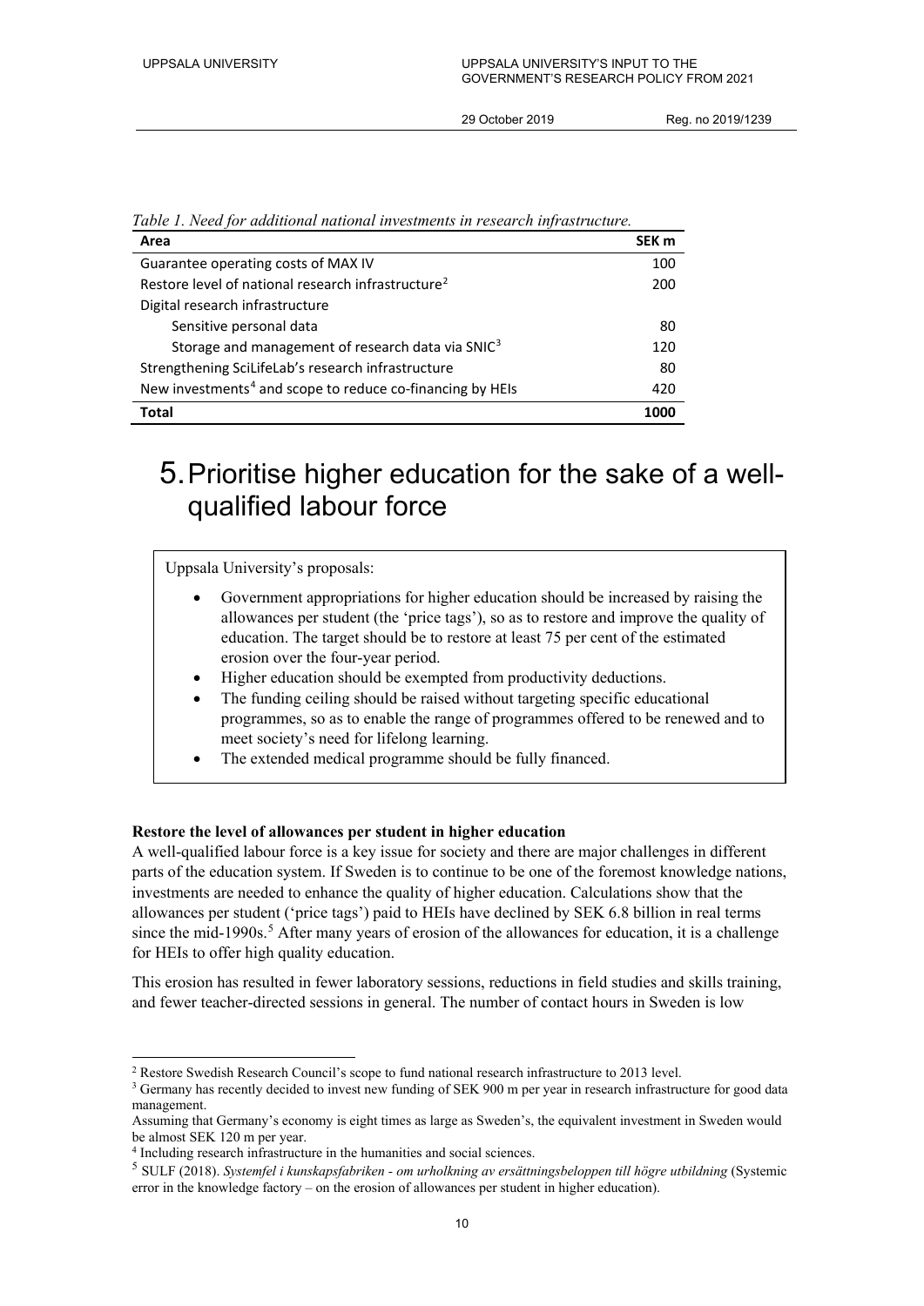*Table 1. Need for additional national investments in research infrastructure.*

| Area | SEK m |
|---|---|
| Guarantee operating costs of MAX IV | 100 |
| Restore level of national research infrastructure[2] | 200 |
| Digital research infrastructure | |
| Sensitive personal data | 80 |
| Storage and management of research data via SNIC[3] | 120 |
| Strengthening SciLifeLab's research infrastructure | 80 |
| New investments[4] and scope to reduce co-financing by HEIs | 420 |
| **Total** | **1000** |

# 5. Prioritise higher education for the sake of a well-qualified labour force

Uppsala University's proposals:

- Government appropriations for higher education should be increased by raising the allowances per student (the 'price tags'), so as to restore and improve the quality of education. The target should be to restore at least 75 per cent of the estimated erosion over the four-year period.
- Higher education should be exempted from productivity deductions.
- The funding ceiling should be raised without targeting specific educational programmes, so as to enable the range of programmes offered to be renewed and to meet society's need for lifelong learning.
- The extended medical programme should be fully financed.

**Restore the level of allowances per student in higher education**

A well-qualified labour force is a key issue for society and there are major challenges in different parts of the education system. If Sweden is to continue to be one of the foremost knowledge nations, investments are needed to enhance the quality of higher education. Calculations show that the allowances per student ('price tags') paid to HEIs have declined by SEK 6.8 billion in real terms since the mid-1990s.[5] After many years of erosion of the allowances for education, it is a challenge for HEIs to offer high quality education.

This erosion has resulted in fewer laboratory sessions, reductions in field studies and skills training, and fewer teacher-directed sessions in general. The number of contact hours in Sweden is low

---

[2] Restore Swedish Research Council's scope to fund national research infrastructure to 2013 level.

[3] Germany has recently decided to invest new funding of SEK 900 m per year in research infrastructure for good data management.

Assuming that Germany's economy is eight times as large as Sweden's, the equivalent investment in Sweden would be almost SEK 120 m per year.

[4] Including research infrastructure in the humanities and social sciences.

[5] SULF (2018). *Systemfel i kunskapsfabriken - om urholkning av ersättningsbeloppen till högre utbildning* (Systemic error in the knowledge factory – on the erosion of allowances per student in higher education).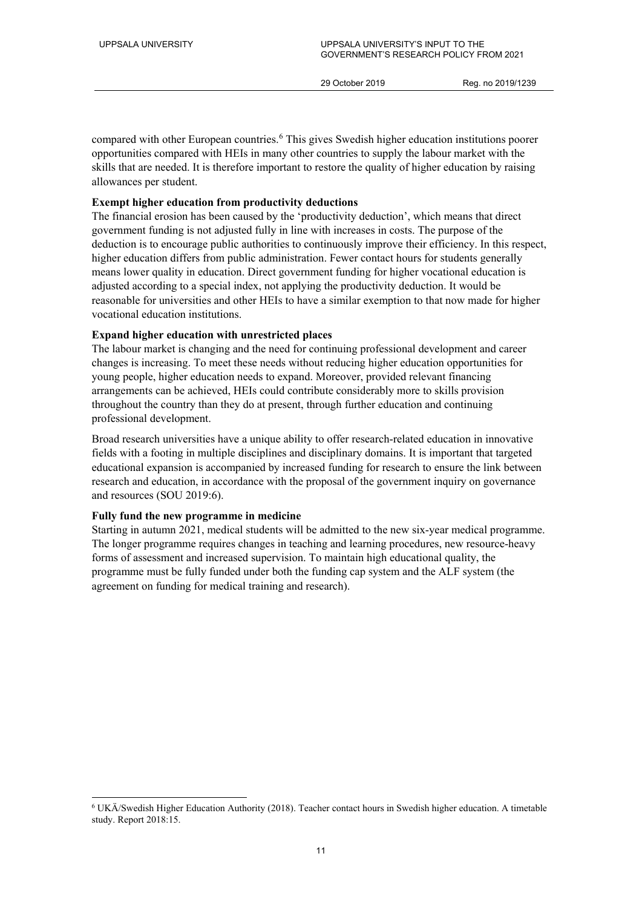compared with other European countries.[6] This gives Swedish higher education institutions poorer opportunities compared with HEIs in many other countries to supply the labour market with the skills that are needed. It is therefore important to restore the quality of higher education by raising allowances per student.

**Exempt higher education from productivity deductions**

The financial erosion has been caused by the 'productivity deduction', which means that direct government funding is not adjusted fully in line with increases in costs. The purpose of the deduction is to encourage public authorities to continuously improve their efficiency. In this respect, higher education differs from public administration. Fewer contact hours for students generally means lower quality in education. Direct government funding for higher vocational education is adjusted according to a special index, not applying the productivity deduction. It would be reasonable for universities and other HEIs to have a similar exemption to that now made for higher vocational education institutions.

**Expand higher education with unrestricted places**

The labour market is changing and the need for continuing professional development and career changes is increasing. To meet these needs without reducing higher education opportunities for young people, higher education needs to expand. Moreover, provided relevant financing arrangements can be achieved, HEIs could contribute considerably more to skills provision throughout the country than they do at present, through further education and continuing professional development.

Broad research universities have a unique ability to offer research-related education in innovative fields with a footing in multiple disciplines and disciplinary domains. It is important that targeted educational expansion is accompanied by increased funding for research to ensure the link between research and education, in accordance with the proposal of the government inquiry on governance and resources (SOU 2019:6).

**Fully fund the new programme in medicine**

Starting in autumn 2021, medical students will be admitted to the new six-year medical programme. The longer programme requires changes in teaching and learning procedures, new resource-heavy forms of assessment and increased supervision. To maintain high educational quality, the programme must be fully funded under both the funding cap system and the ALF system (the agreement on funding for medical training and research).

---

[6] UKÄ/Swedish Higher Education Authority (2018). Teacher contact hours in Swedish higher education. A timetable study. Report 2018:15.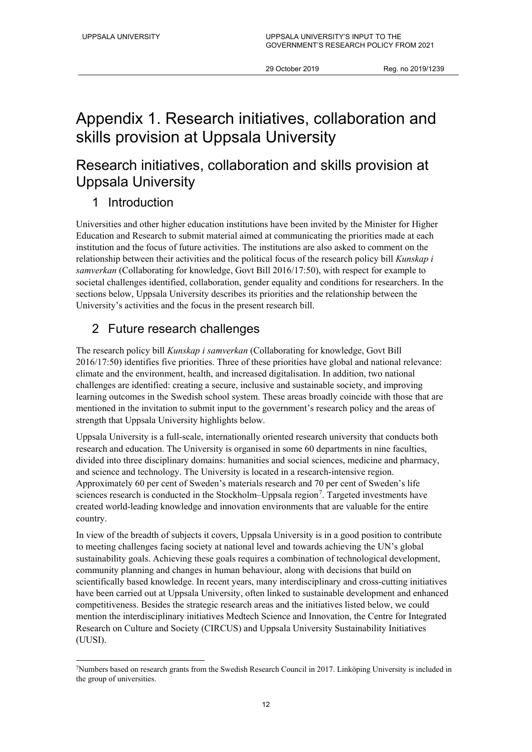# Appendix 1. Research initiatives, collaboration and skills provision at Uppsala University

## Research initiatives, collaboration and skills provision at Uppsala University

### 1 Introduction

Universities and other higher education institutions have been invited by the Minister for Higher Education and Research to submit material aimed at communicating the priorities made at each institution and the focus of future activities. The institutions are also asked to comment on the relationship between their activities and the political focus of the research policy bill *Kunskap i samverkan* (Collaborating for knowledge, Govt Bill 2016/17:50), with respect for example to societal challenges identified, collaboration, gender equality and conditions for researchers. In the sections below, Uppsala University describes its priorities and the relationship between the University's activities and the focus in the present research bill.

### 2 Future research challenges

The research policy bill *Kunskap i samverkan* (Collaborating for knowledge, Govt Bill 2016/17:50) identifies five priorities. Three of these priorities have global and national relevance: climate and the environment, health, and increased digitalisation. In addition, two national challenges are identified: creating a secure, inclusive and sustainable society, and improving learning outcomes in the Swedish school system. These areas broadly coincide with those that are mentioned in the invitation to submit input to the government's research policy and the areas of strength that Uppsala University highlights below.

Uppsala University is a full-scale, internationally oriented research university that conducts both research and education. The University is organised in some 60 departments in nine faculties, divided into three disciplinary domains: humanities and social sciences, medicine and pharmacy, and science and technology. The University is located in a research-intensive region. Approximately 60 per cent of Sweden's materials research and 70 per cent of Sweden's life sciences research is conducted in the Stockholm–Uppsala region[7]. Targeted investments have created world-leading knowledge and innovation environments that are valuable for the entire country.

In view of the breadth of subjects it covers, Uppsala University is in a good position to contribute to meeting challenges facing society at national level and towards achieving the UN's global sustainability goals. Achieving these goals requires a combination of technological development, community planning and changes in human behaviour, along with decisions that build on scientifically based knowledge. In recent years, many interdisciplinary and cross-cutting initiatives have been carried out at Uppsala University, often linked to sustainable development and enhanced competitiveness. Besides the strategic research areas and the initiatives listed below, we could mention the interdisciplinary initiatives Medtech Science and Innovation, the Centre for Integrated Research on Culture and Society (CIRCUS) and Uppsala University Sustainability Initiatives (UUSI).

---

[7] Numbers based on research grants from the Swedish Research Council in 2017. Linköping University is included in the group of universities.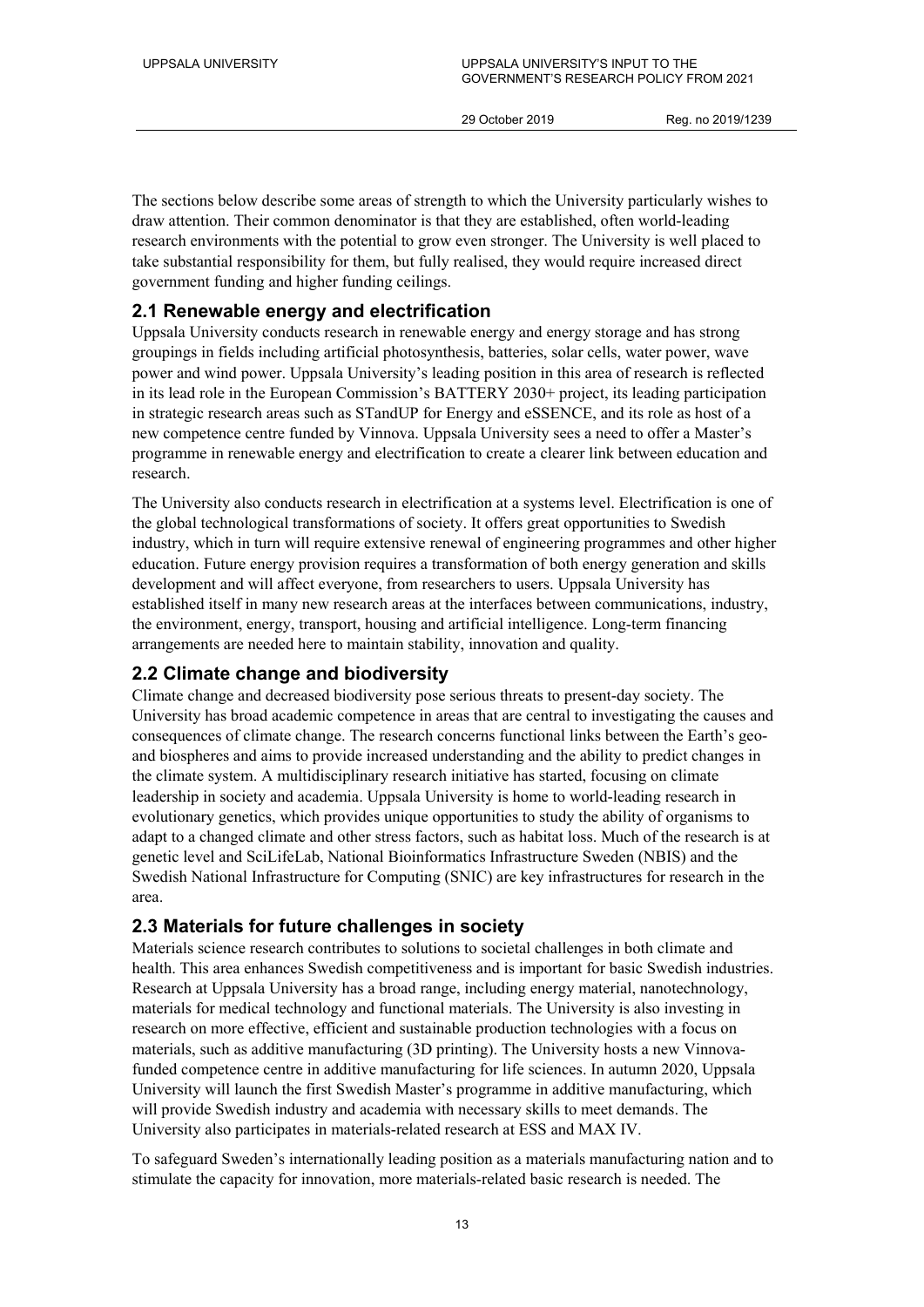The sections below describe some areas of strength to which the University particularly wishes to draw attention. Their common denominator is that they are established, often world-leading research environments with the potential to grow even stronger. The University is well placed to take substantial responsibility for them, but fully realised, they would require increased direct government funding and higher funding ceilings.

## 2.1 Renewable energy and electrification

Uppsala University conducts research in renewable energy and energy storage and has strong groupings in fields including artificial photosynthesis, batteries, solar cells, water power, wave power and wind power. Uppsala University's leading position in this area of research is reflected in its lead role in the European Commission's BATTERY 2030+ project, its leading participation in strategic research areas such as STandUP for Energy and eSSENCE, and its role as host of a new competence centre funded by Vinnova. Uppsala University sees a need to offer a Master's programme in renewable energy and electrification to create a clearer link between education and research.

The University also conducts research in electrification at a systems level. Electrification is one of the global technological transformations of society. It offers great opportunities to Swedish industry, which in turn will require extensive renewal of engineering programmes and other higher education. Future energy provision requires a transformation of both energy generation and skills development and will affect everyone, from researchers to users. Uppsala University has established itself in many new research areas at the interfaces between communications, industry, the environment, energy, transport, housing and artificial intelligence. Long-term financing arrangements are needed here to maintain stability, innovation and quality.

## 2.2 Climate change and biodiversity

Climate change and decreased biodiversity pose serious threats to present-day society. The University has broad academic competence in areas that are central to investigating the causes and consequences of climate change. The research concerns functional links between the Earth's geo- and biospheres and aims to provide increased understanding and the ability to predict changes in the climate system. A multidisciplinary research initiative has started, focusing on climate leadership in society and academia. Uppsala University is home to world-leading research in evolutionary genetics, which provides unique opportunities to study the ability of organisms to adapt to a changed climate and other stress factors, such as habitat loss. Much of the research is at genetic level and SciLifeLab, National Bioinformatics Infrastructure Sweden (NBIS) and the Swedish National Infrastructure for Computing (SNIC) are key infrastructures for research in the area.

## 2.3 Materials for future challenges in society

Materials science research contributes to solutions to societal challenges in both climate and health. This area enhances Swedish competitiveness and is important for basic Swedish industries. Research at Uppsala University has a broad range, including energy material, nanotechnology, materials for medical technology and functional materials. The University is also investing in research on more effective, efficient and sustainable production technologies with a focus on materials, such as additive manufacturing (3D printing). The University hosts a new Vinnova-funded competence centre in additive manufacturing for life sciences. In autumn 2020, Uppsala University will launch the first Swedish Master's programme in additive manufacturing, which will provide Swedish industry and academia with necessary skills to meet demands. The University also participates in materials-related research at ESS and MAX IV.

To safeguard Sweden's internationally leading position as a materials manufacturing nation and to stimulate the capacity for innovation, more materials-related basic research is needed. The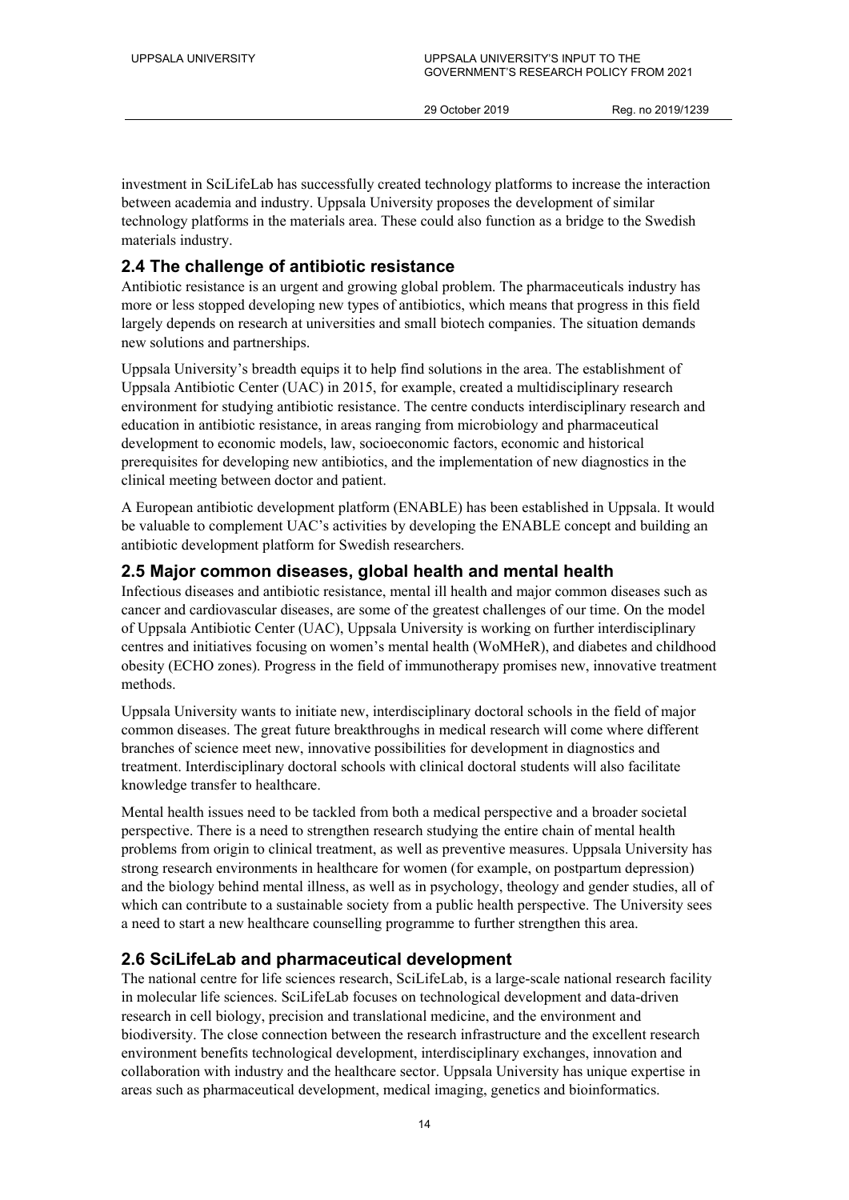investment in SciLifeLab has successfully created technology platforms to increase the interaction between academia and industry. Uppsala University proposes the development of similar technology platforms in the materials area. These could also function as a bridge to the Swedish materials industry.

## 2.4 The challenge of antibiotic resistance

Antibiotic resistance is an urgent and growing global problem. The pharmaceuticals industry has more or less stopped developing new types of antibiotics, which means that progress in this field largely depends on research at universities and small biotech companies. The situation demands new solutions and partnerships.

Uppsala University's breadth equips it to help find solutions in the area. The establishment of Uppsala Antibiotic Center (UAC) in 2015, for example, created a multidisciplinary research environment for studying antibiotic resistance. The centre conducts interdisciplinary research and education in antibiotic resistance, in areas ranging from microbiology and pharmaceutical development to economic models, law, socioeconomic factors, economic and historical prerequisites for developing new antibiotics, and the implementation of new diagnostics in the clinical meeting between doctor and patient.

A European antibiotic development platform (ENABLE) has been established in Uppsala. It would be valuable to complement UAC's activities by developing the ENABLE concept and building an antibiotic development platform for Swedish researchers.

## 2.5 Major common diseases, global health and mental health

Infectious diseases and antibiotic resistance, mental ill health and major common diseases such as cancer and cardiovascular diseases, are some of the greatest challenges of our time. On the model of Uppsala Antibiotic Center (UAC), Uppsala University is working on further interdisciplinary centres and initiatives focusing on women's mental health (WoMHeR), and diabetes and childhood obesity (ECHO zones). Progress in the field of immunotherapy promises new, innovative treatment methods.

Uppsala University wants to initiate new, interdisciplinary doctoral schools in the field of major common diseases. The great future breakthroughs in medical research will come where different branches of science meet new, innovative possibilities for development in diagnostics and treatment. Interdisciplinary doctoral schools with clinical doctoral students will also facilitate knowledge transfer to healthcare.

Mental health issues need to be tackled from both a medical perspective and a broader societal perspective. There is a need to strengthen research studying the entire chain of mental health problems from origin to clinical treatment, as well as preventive measures. Uppsala University has strong research environments in healthcare for women (for example, on postpartum depression) and the biology behind mental illness, as well as in psychology, theology and gender studies, all of which can contribute to a sustainable society from a public health perspective. The University sees a need to start a new healthcare counselling programme to further strengthen this area.

## 2.6 SciLifeLab and pharmaceutical development

The national centre for life sciences research, SciLifeLab, is a large-scale national research facility in molecular life sciences. SciLifeLab focuses on technological development and data-driven research in cell biology, precision and translational medicine, and the environment and biodiversity. The close connection between the research infrastructure and the excellent research environment benefits technological development, interdisciplinary exchanges, innovation and collaboration with industry and the healthcare sector. Uppsala University has unique expertise in areas such as pharmaceutical development, medical imaging, genetics and bioinformatics.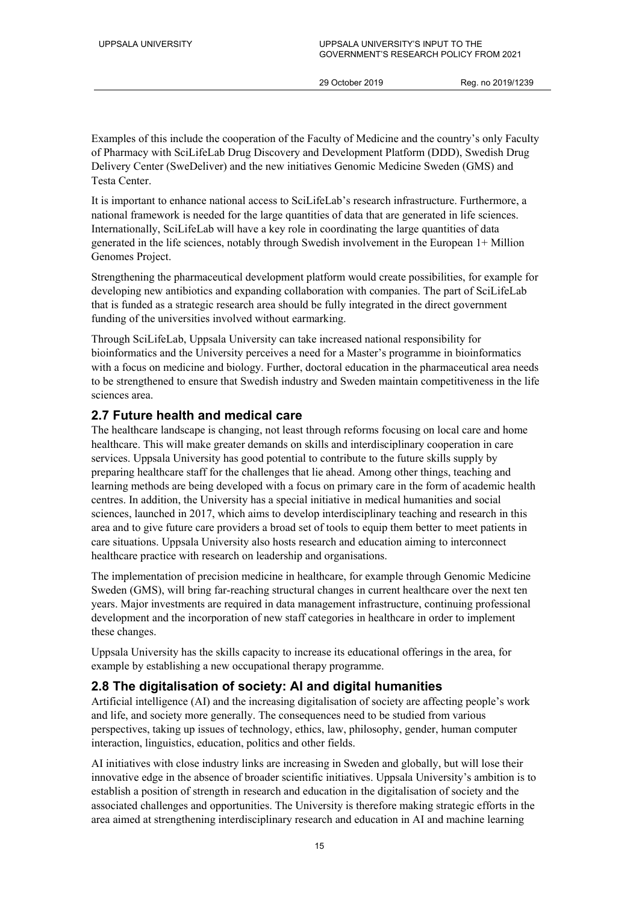Examples of this include the cooperation of the Faculty of Medicine and the country's only Faculty of Pharmacy with SciLifeLab Drug Discovery and Development Platform (DDD), Swedish Drug Delivery Center (SweDeliver) and the new initiatives Genomic Medicine Sweden (GMS) and Testa Center.

It is important to enhance national access to SciLifeLab's research infrastructure. Furthermore, a national framework is needed for the large quantities of data that are generated in life sciences. Internationally, SciLifeLab will have a key role in coordinating the large quantities of data generated in the life sciences, notably through Swedish involvement in the European 1+ Million Genomes Project.

Strengthening the pharmaceutical development platform would create possibilities, for example for developing new antibiotics and expanding collaboration with companies. The part of SciLifeLab that is funded as a strategic research area should be fully integrated in the direct government funding of the universities involved without earmarking.

Through SciLifeLab, Uppsala University can take increased national responsibility for bioinformatics and the University perceives a need for a Master's programme in bioinformatics with a focus on medicine and biology. Further, doctoral education in the pharmaceutical area needs to be strengthened to ensure that Swedish industry and Sweden maintain competitiveness in the life sciences area.

## 2.7 Future health and medical care

The healthcare landscape is changing, not least through reforms focusing on local care and home healthcare. This will make greater demands on skills and interdisciplinary cooperation in care services. Uppsala University has good potential to contribute to the future skills supply by preparing healthcare staff for the challenges that lie ahead. Among other things, teaching and learning methods are being developed with a focus on primary care in the form of academic health centres. In addition, the University has a special initiative in medical humanities and social sciences, launched in 2017, which aims to develop interdisciplinary teaching and research in this area and to give future care providers a broad set of tools to equip them better to meet patients in care situations. Uppsala University also hosts research and education aiming to interconnect healthcare practice with research on leadership and organisations.

The implementation of precision medicine in healthcare, for example through Genomic Medicine Sweden (GMS), will bring far-reaching structural changes in current healthcare over the next ten years. Major investments are required in data management infrastructure, continuing professional development and the incorporation of new staff categories in healthcare in order to implement these changes.

Uppsala University has the skills capacity to increase its educational offerings in the area, for example by establishing a new occupational therapy programme.

## 2.8 The digitalisation of society: AI and digital humanities

Artificial intelligence (AI) and the increasing digitalisation of society are affecting people's work and life, and society more generally. The consequences need to be studied from various perspectives, taking up issues of technology, ethics, law, philosophy, gender, human computer interaction, linguistics, education, politics and other fields.

AI initiatives with close industry links are increasing in Sweden and globally, but will lose their innovative edge in the absence of broader scientific initiatives. Uppsala University's ambition is to establish a position of strength in research and education in the digitalisation of society and the associated challenges and opportunities. The University is therefore making strategic efforts in the area aimed at strengthening interdisciplinary research and education in AI and machine learning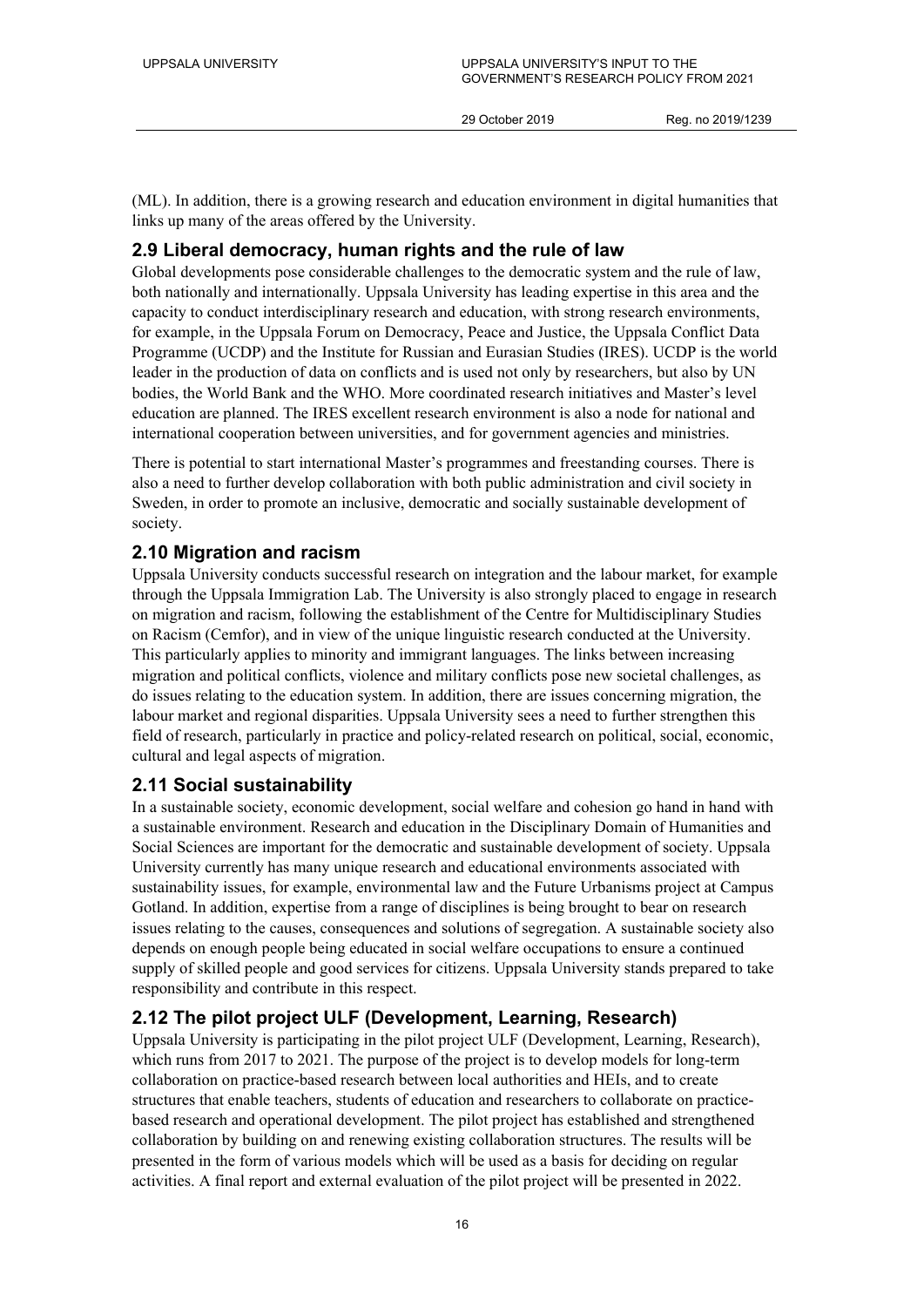(ML). In addition, there is a growing research and education environment in digital humanities that links up many of the areas offered by the University.

## 2.9 Liberal democracy, human rights and the rule of law

Global developments pose considerable challenges to the democratic system and the rule of law, both nationally and internationally. Uppsala University has leading expertise in this area and the capacity to conduct interdisciplinary research and education, with strong research environments, for example, in the Uppsala Forum on Democracy, Peace and Justice, the Uppsala Conflict Data Programme (UCDP) and the Institute for Russian and Eurasian Studies (IRES). UCDP is the world leader in the production of data on conflicts and is used not only by researchers, but also by UN bodies, the World Bank and the WHO. More coordinated research initiatives and Master's level education are planned. The IRES excellent research environment is also a node for national and international cooperation between universities, and for government agencies and ministries.

There is potential to start international Master's programmes and freestanding courses. There is also a need to further develop collaboration with both public administration and civil society in Sweden, in order to promote an inclusive, democratic and socially sustainable development of society.

## 2.10 Migration and racism

Uppsala University conducts successful research on integration and the labour market, for example through the Uppsala Immigration Lab. The University is also strongly placed to engage in research on migration and racism, following the establishment of the Centre for Multidisciplinary Studies on Racism (Cemfor), and in view of the unique linguistic research conducted at the University. This particularly applies to minority and immigrant languages. The links between increasing migration and political conflicts, violence and military conflicts pose new societal challenges, as do issues relating to the education system. In addition, there are issues concerning migration, the labour market and regional disparities. Uppsala University sees a need to further strengthen this field of research, particularly in practice and policy-related research on political, social, economic, cultural and legal aspects of migration.

## 2.11 Social sustainability

In a sustainable society, economic development, social welfare and cohesion go hand in hand with a sustainable environment. Research and education in the Disciplinary Domain of Humanities and Social Sciences are important for the democratic and sustainable development of society. Uppsala University currently has many unique research and educational environments associated with sustainability issues, for example, environmental law and the Future Urbanisms project at Campus Gotland. In addition, expertise from a range of disciplines is being brought to bear on research issues relating to the causes, consequences and solutions of segregation. A sustainable society also depends on enough people being educated in social welfare occupations to ensure a continued supply of skilled people and good services for citizens. Uppsala University stands prepared to take responsibility and contribute in this respect.

## 2.12 The pilot project ULF (Development, Learning, Research)

Uppsala University is participating in the pilot project ULF (Development, Learning, Research), which runs from 2017 to 2021. The purpose of the project is to develop models for long-term collaboration on practice-based research between local authorities and HEIs, and to create structures that enable teachers, students of education and researchers to collaborate on practice-based research and operational development. The pilot project has established and strengthened collaboration by building on and renewing existing collaboration structures. The results will be presented in the form of various models which will be used as a basis for deciding on regular activities. A final report and external evaluation of the pilot project will be presented in 2022.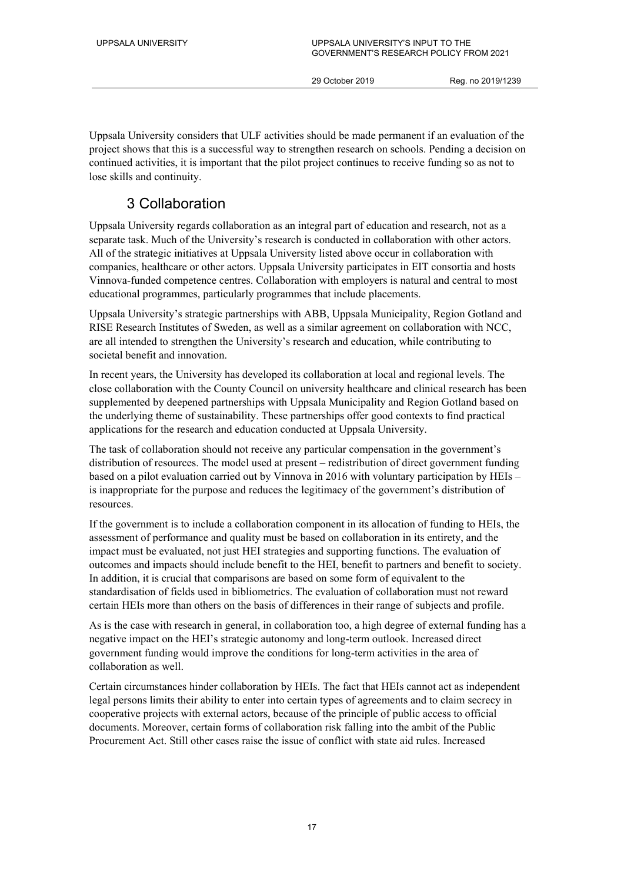Uppsala University considers that ULF activities should be made permanent if an evaluation of the project shows that this is a successful way to strengthen research on schools. Pending a decision on continued activities, it is important that the pilot project continues to receive funding so as not to lose skills and continuity.

## 3 Collaboration

Uppsala University regards collaboration as an integral part of education and research, not as a separate task. Much of the University's research is conducted in collaboration with other actors. All of the strategic initiatives at Uppsala University listed above occur in collaboration with companies, healthcare or other actors. Uppsala University participates in EIT consortia and hosts Vinnova-funded competence centres. Collaboration with employers is natural and central to most educational programmes, particularly programmes that include placements.

Uppsala University's strategic partnerships with ABB, Uppsala Municipality, Region Gotland and RISE Research Institutes of Sweden, as well as a similar agreement on collaboration with NCC, are all intended to strengthen the University's research and education, while contributing to societal benefit and innovation.

In recent years, the University has developed its collaboration at local and regional levels. The close collaboration with the County Council on university healthcare and clinical research has been supplemented by deepened partnerships with Uppsala Municipality and Region Gotland based on the underlying theme of sustainability. These partnerships offer good contexts to find practical applications for the research and education conducted at Uppsala University.

The task of collaboration should not receive any particular compensation in the government's distribution of resources. The model used at present – redistribution of direct government funding based on a pilot evaluation carried out by Vinnova in 2016 with voluntary participation by HEIs – is inappropriate for the purpose and reduces the legitimacy of the government's distribution of resources.

If the government is to include a collaboration component in its allocation of funding to HEIs, the assessment of performance and quality must be based on collaboration in its entirety, and the impact must be evaluated, not just HEI strategies and supporting functions. The evaluation of outcomes and impacts should include benefit to the HEI, benefit to partners and benefit to society. In addition, it is crucial that comparisons are based on some form of equivalent to the standardisation of fields used in bibliometrics. The evaluation of collaboration must not reward certain HEIs more than others on the basis of differences in their range of subjects and profile.

As is the case with research in general, in collaboration too, a high degree of external funding has a negative impact on the HEI's strategic autonomy and long-term outlook. Increased direct government funding would improve the conditions for long-term activities in the area of collaboration as well.

Certain circumstances hinder collaboration by HEIs. The fact that HEIs cannot act as independent legal persons limits their ability to enter into certain types of agreements and to claim secrecy in cooperative projects with external actors, because of the principle of public access to official documents. Moreover, certain forms of collaboration risk falling into the ambit of the Public Procurement Act. Still other cases raise the issue of conflict with state aid rules. Increased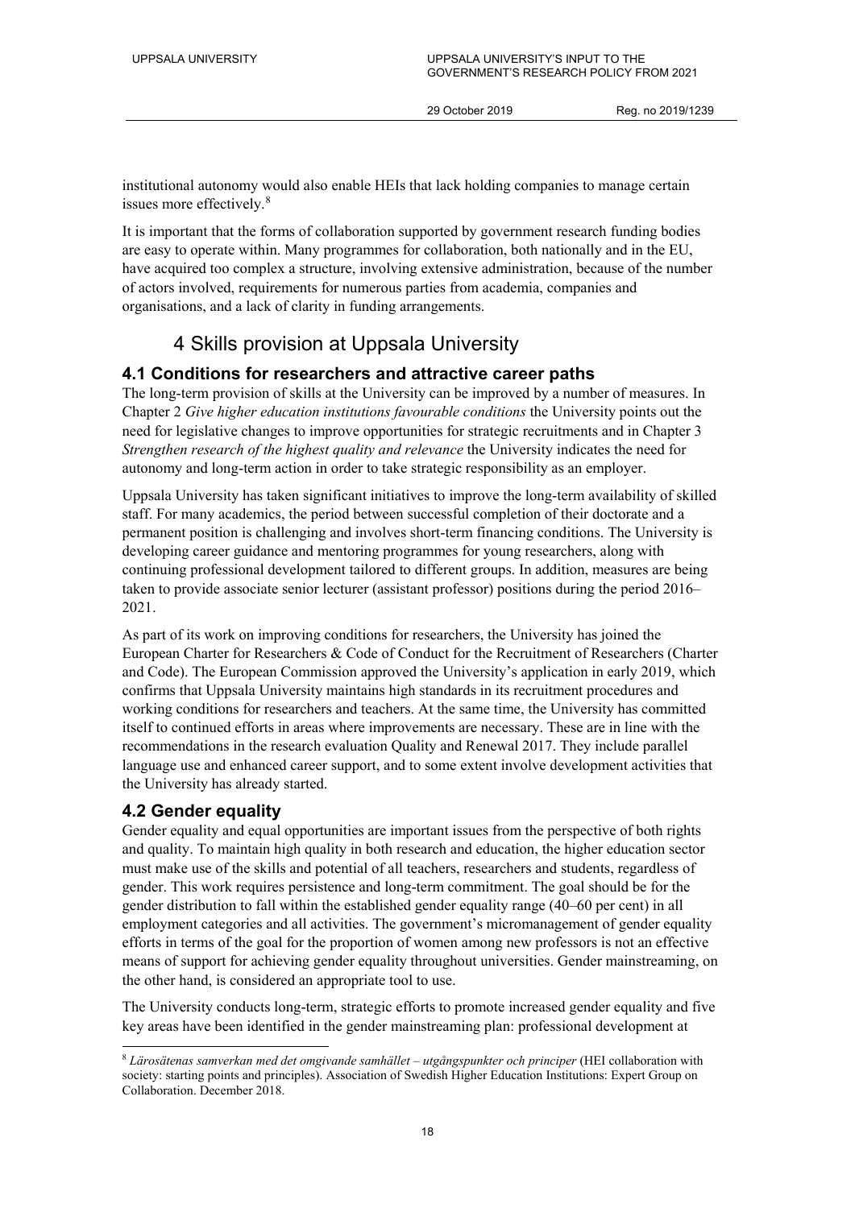institutional autonomy would also enable HEIs that lack holding companies to manage certain issues more effectively.[8]

It is important that the forms of collaboration supported by government research funding bodies are easy to operate within. Many programmes for collaboration, both nationally and in the EU, have acquired too complex a structure, involving extensive administration, because of the number of actors involved, requirements for numerous parties from academia, companies and organisations, and a lack of clarity in funding arrangements.

# 4 Skills provision at Uppsala University

## 4.1 Conditions for researchers and attractive career paths

The long-term provision of skills at the University can be improved by a number of measures. In Chapter 2 *Give higher education institutions favourable conditions* the University points out the need for legislative changes to improve opportunities for strategic recruitments and in Chapter 3 *Strengthen research of the highest quality and relevance* the University indicates the need for autonomy and long-term action in order to take strategic responsibility as an employer.

Uppsala University has taken significant initiatives to improve the long-term availability of skilled staff. For many academics, the period between successful completion of their doctorate and a permanent position is challenging and involves short-term financing conditions. The University is developing career guidance and mentoring programmes for young researchers, along with continuing professional development tailored to different groups. In addition, measures are being taken to provide associate senior lecturer (assistant professor) positions during the period 2016–2021.

As part of its work on improving conditions for researchers, the University has joined the European Charter for Researchers & Code of Conduct for the Recruitment of Researchers (Charter and Code). The European Commission approved the University's application in early 2019, which confirms that Uppsala University maintains high standards in its recruitment procedures and working conditions for researchers and teachers. At the same time, the University has committed itself to continued efforts in areas where improvements are necessary. These are in line with the recommendations in the research evaluation Quality and Renewal 2017. They include parallel language use and enhanced career support, and to some extent involve development activities that the University has already started.

## 4.2 Gender equality

Gender equality and equal opportunities are important issues from the perspective of both rights and quality. To maintain high quality in both research and education, the higher education sector must make use of the skills and potential of all teachers, researchers and students, regardless of gender. This work requires persistence and long-term commitment. The goal should be for the gender distribution to fall within the established gender equality range (40–60 per cent) in all employment categories and all activities. The government's micromanagement of gender equality efforts in terms of the goal for the proportion of women among new professors is not an effective means of support for achieving gender equality throughout universities. Gender mainstreaming, on the other hand, is considered an appropriate tool to use.

The University conducts long-term, strategic efforts to promote increased gender equality and five key areas have been identified in the gender mainstreaming plan: professional development at

---

[8] *Lärosätenas samverkan med det omgivande samhället – utgångspunkter och principer* (HEI collaboration with society: starting points and principles). Association of Swedish Higher Education Institutions: Expert Group on Collaboration. December 2018.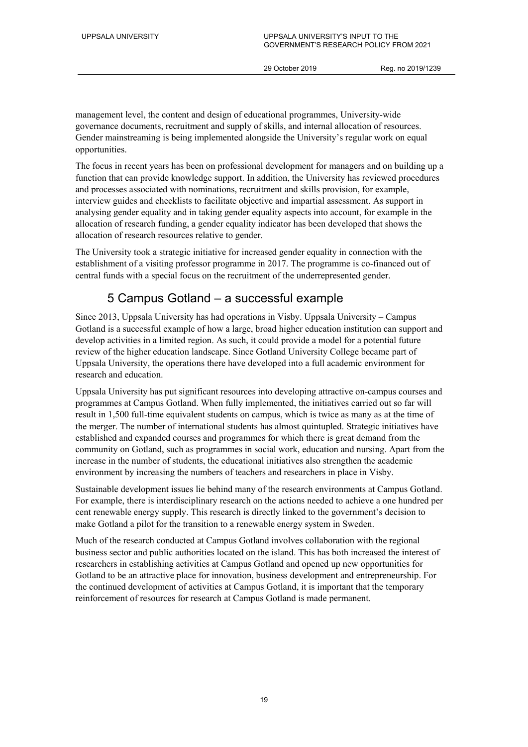management level, the content and design of educational programmes, University-wide governance documents, recruitment and supply of skills, and internal allocation of resources. Gender mainstreaming is being implemented alongside the University's regular work on equal opportunities.

The focus in recent years has been on professional development for managers and on building up a function that can provide knowledge support. In addition, the University has reviewed procedures and processes associated with nominations, recruitment and skills provision, for example, interview guides and checklists to facilitate objective and impartial assessment. As support in analysing gender equality and in taking gender equality aspects into account, for example in the allocation of research funding, a gender equality indicator has been developed that shows the allocation of research resources relative to gender.

The University took a strategic initiative for increased gender equality in connection with the establishment of a visiting professor programme in 2017. The programme is co-financed out of central funds with a special focus on the recruitment of the underrepresented gender.

# 5 Campus Gotland – a successful example

Since 2013, Uppsala University has had operations in Visby. Uppsala University – Campus Gotland is a successful example of how a large, broad higher education institution can support and develop activities in a limited region. As such, it could provide a model for a potential future review of the higher education landscape. Since Gotland University College became part of Uppsala University, the operations there have developed into a full academic environment for research and education.

Uppsala University has put significant resources into developing attractive on-campus courses and programmes at Campus Gotland. When fully implemented, the initiatives carried out so far will result in 1,500 full-time equivalent students on campus, which is twice as many as at the time of the merger. The number of international students has almost quintupled. Strategic initiatives have established and expanded courses and programmes for which there is great demand from the community on Gotland, such as programmes in social work, education and nursing. Apart from the increase in the number of students, the educational initiatives also strengthen the academic environment by increasing the numbers of teachers and researchers in place in Visby.

Sustainable development issues lie behind many of the research environments at Campus Gotland. For example, there is interdisciplinary research on the actions needed to achieve a one hundred per cent renewable energy supply. This research is directly linked to the government's decision to make Gotland a pilot for the transition to a renewable energy system in Sweden.

Much of the research conducted at Campus Gotland involves collaboration with the regional business sector and public authorities located on the island. This has both increased the interest of researchers in establishing activities at Campus Gotland and opened up new opportunities for Gotland to be an attractive place for innovation, business development and entrepreneurship. For the continued development of activities at Campus Gotland, it is important that the temporary reinforcement of resources for research at Campus Gotland is made permanent.